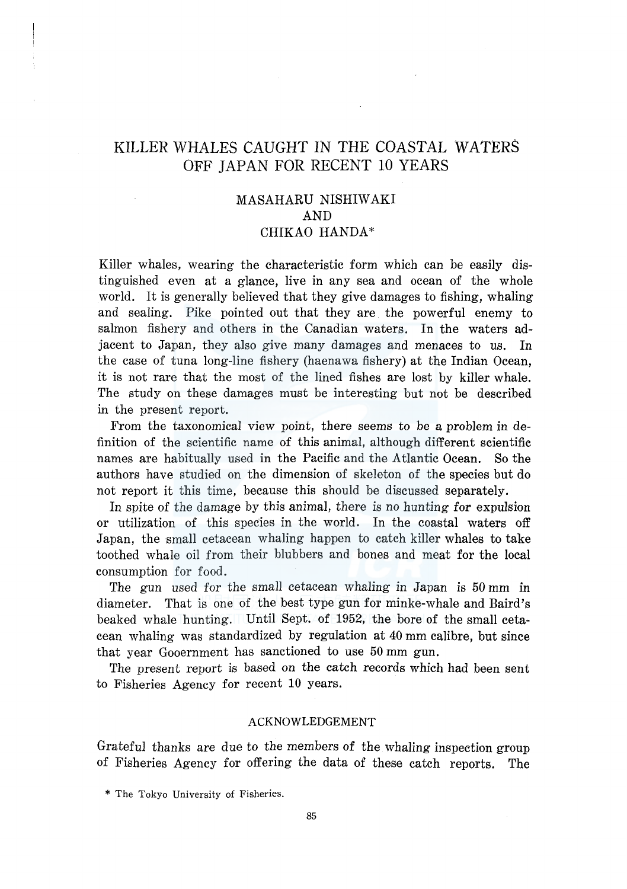# KILLER WHALES CAUGHT IN THE COASTAL WATERS OFF JAPAN FOR RECENT 10 YEARS

MASAHARU NISHIWAKI
AND
CHIKAO HANDA*

Killer whales, wearing the characteristic form which can be easily distinguished even at a glance, live in any sea and ocean of the whole world. It is generally believed that they give damages to fishing, whaling and sealing. Pike pointed out that they are the powerful enemy to salmon fishery and others in the Canadian waters. In the waters adjacent to Japan, they also give many damages and menaces to us. In the case of tuna long-line fishery (haenawa fishery) at the Indian Ocean, it is not rare that the most of the lined fishes are lost by killer whale. The study on these damages must be interesting but not be described in the present report.

From the taxonomical view point, there seems to be a problem in definition of the scientific name of this animal, although different scientific names are habitually used in the Pacific and the Atlantic Ocean. So the authors have studied on the dimension of skeleton of the species but do not report it this time, because this should be discussed separately.

In spite of the damage by this animal, there is no hunting for expulsion or utilization of this species in the world. In the coastal waters off Japan, the small cetacean whaling happen to catch killer whales to take toothed whale oil from their blubbers and bones and meat for the local consumption for food.

The gun used for the small cetacean whaling in Japan is 50 mm in diameter. That is one of the best type gun for minke-whale and Baird's beaked whale hunting. Until Sept. of 1952, the bore of the small cetacean whaling was standardized by regulation at 40 mm calibre, but since that year Gooernment has sanctioned to use 50 mm gun.

The present report is based on the catch records which had been sent to Fisheries Agency for recent 10 years.

## ACKNOWLEDGEMENT

Grateful thanks are due to the members of the whaling inspection group of Fisheries Agency for offering the data of these catch reports. The

\* The Tokyo University of Fisheries.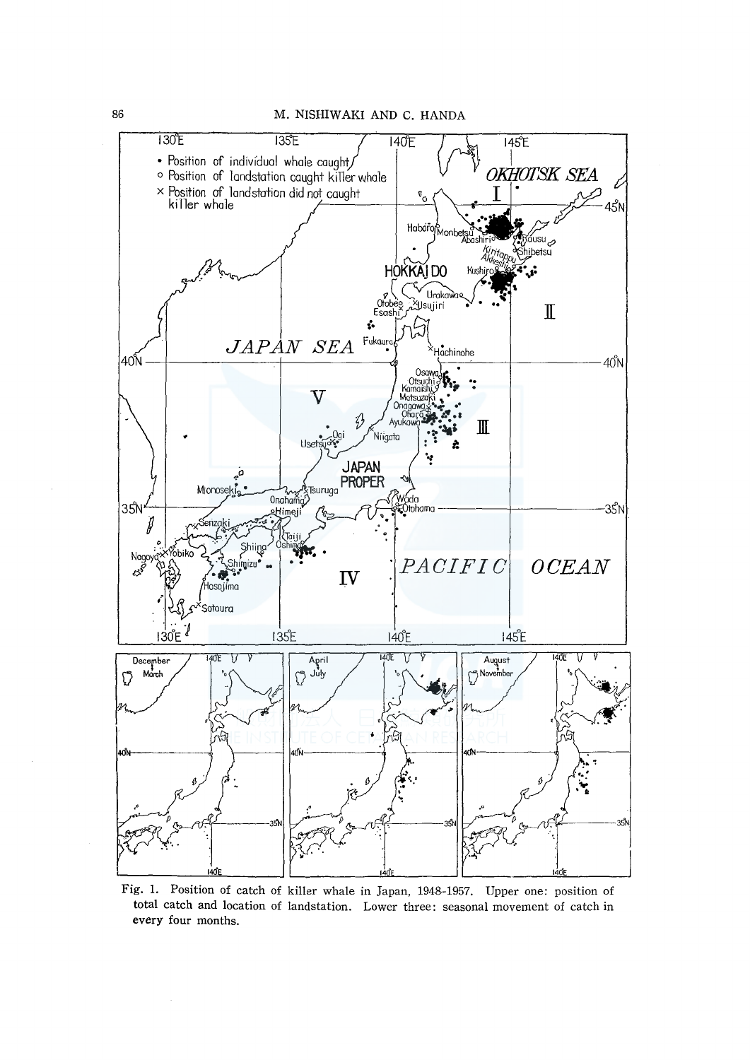Fig. 1. Position of catch of killer whale in Japan, 1948-1957. Upper one: position of total catch and location of landstation. Lower three: seasonal movement of catch in every four months.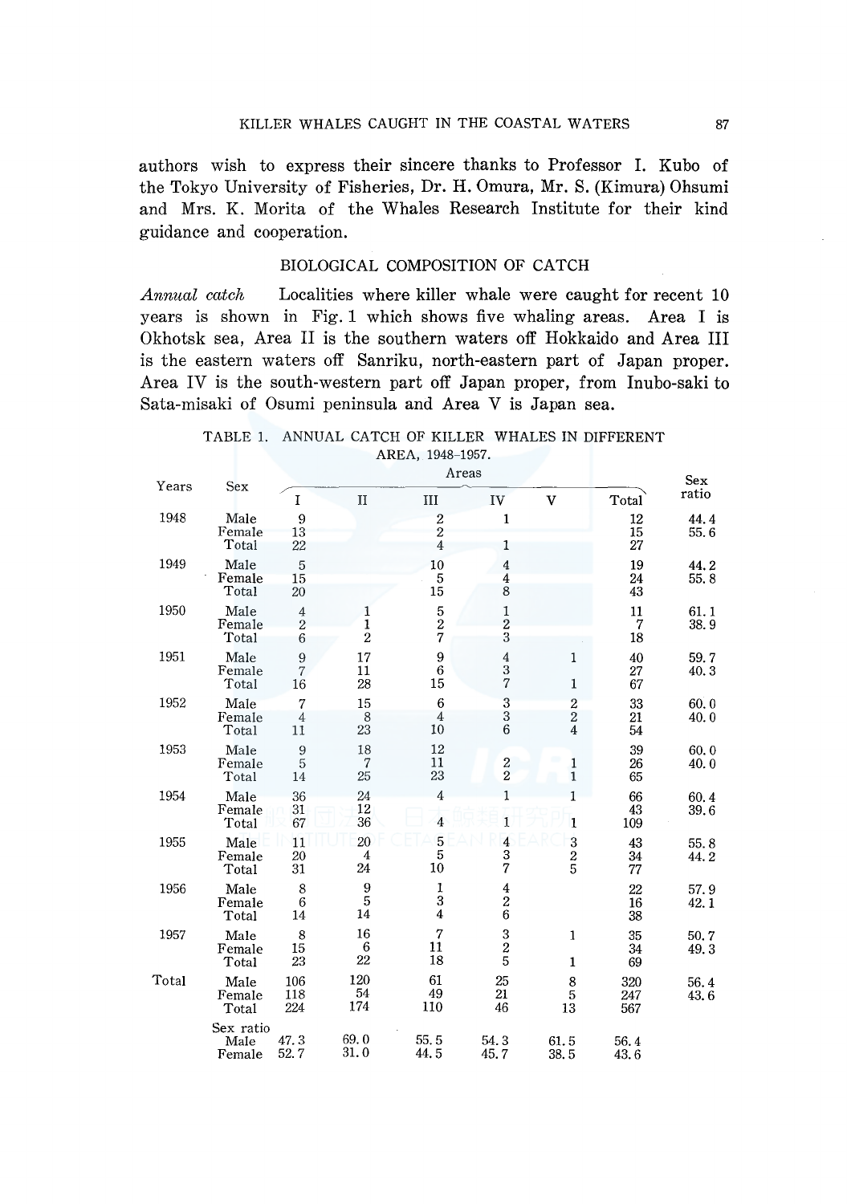authors wish to express their sincere thanks to Professor I. Kubo of the Tokyo University of Fisheries, Dr. H. Omura, Mr. S. (Kimura) Ohsumi and Mrs. K. Morita of the Whales Research Institute for their kind guidance and cooperation.

## BIOLOGICAL COMPOSITION OF CATCH

*Annual catch* Localities where killer whale were caught for recent 10 years is shown in Fig. 1 which shows five whaling areas. Area I is Okhotsk sea, Area II is the southern waters off Hokkaido and Area III is the eastern waters off Sanriku, north-eastern part of Japan proper. Area IV is the south-western part off Japan proper, from Inubo-saki to Sata-misaki of Osumi peninsula and Area V is Japan sea.

TABLE 1. ANNUAL CATCH OF KILLER WHALES IN DIFFERENT AREA, 1948–1957.

| Years | Sex | Areas | | | | | | Sex ratio |
|---|---|---|---|---|---|---|---|---|
| | | I | II | III | IV | V | Total | |
| 1948 | Male | 9 | | 2 | 1 | | 12 | 44.4 |
| | Female | 13 | | 2 | | | 15 | 55.6 |
| | Total | 22 | | 4 | 1 | | 27 | |
| 1949 | Male | 5 | | 10 | 4 | | 19 | 44.2 |
| | Female | 15 | | 5 | 4 | | 24 | 55.8 |
| | Total | 20 | | 15 | 8 | | 43 | |
| 1950 | Male | 4 | 1 | 5 | 1 | | 11 | 61.1 |
| | Female | 2 | 1 | 2 | 2 | | 7 | 38.9 |
| | Total | 6 | 2 | 7 | 3 | | 18 | |
| 1951 | Male | 9 | 17 | 9 | 4 | 1 | 40 | 59.7 |
| | Female | 7 | 11 | 6 | 3 | | 27 | 40.3 |
| | Total | 16 | 28 | 15 | 7 | 1 | 67 | |
| 1952 | Male | 7 | 15 | 6 | 3 | 2 | 33 | 60.0 |
| | Female | 4 | 8 | 4 | 3 | 2 | 21 | 40.0 |
| | Total | 11 | 23 | 10 | 6 | 4 | 54 | |
| 1953 | Male | 9 | 18 | 12 | | | 39 | 60.0 |
| | Female | 5 | 7 | 11 | 2 | 1 | 26 | 40.0 |
| | Total | 14 | 25 | 23 | 2 | 1 | 65 | |
| 1954 | Male | 36 | 24 | 4 | 1 | 1 | 66 | 60.4 |
| | Female | 31 | 12 | | | | 43 | 39.6 |
| | Total | 67 | 36 | 4 | 1 | 1 | 109 | |
| 1955 | Male | 11 | 20 | 5 | 4 | 3 | 43 | 55.8 |
| | Female | 20 | 4 | 5 | 3 | 2 | 34 | 44.2 |
| | Total | 31 | 24 | 10 | 7 | 5 | 77 | |
| 1956 | Male | 8 | 9 | 1 | 4 | | 22 | 57.9 |
| | Female | 6 | 5 | 3 | 2 | | 16 | 42.1 |
| | Total | 14 | 14 | 4 | 6 | | 38 | |
| 1957 | Male | 8 | 16 | 7 | 3 | 1 | 35 | 50.7 |
| | Female | 15 | 6 | 11 | 2 | | 34 | 49.3 |
| | Total | 23 | 22 | 18 | 5 | 1 | 69 | |
| Total | Male | 106 | 120 | 61 | 25 | 8 | 320 | 56.4 |
| | Female | 118 | 54 | 49 | 21 | 5 | 247 | 43.6 |
| | Total | 224 | 174 | 110 | 46 | 13 | 567 | |
| | Sex ratio | | | | | | | |
| | Male | 47.3 | 69.0 | 55.5 | 54.3 | 61.5 | 56.4 | |
| | Female | 52.7 | 31.0 | 44.5 | 45.7 | 38.5 | 43.6 | |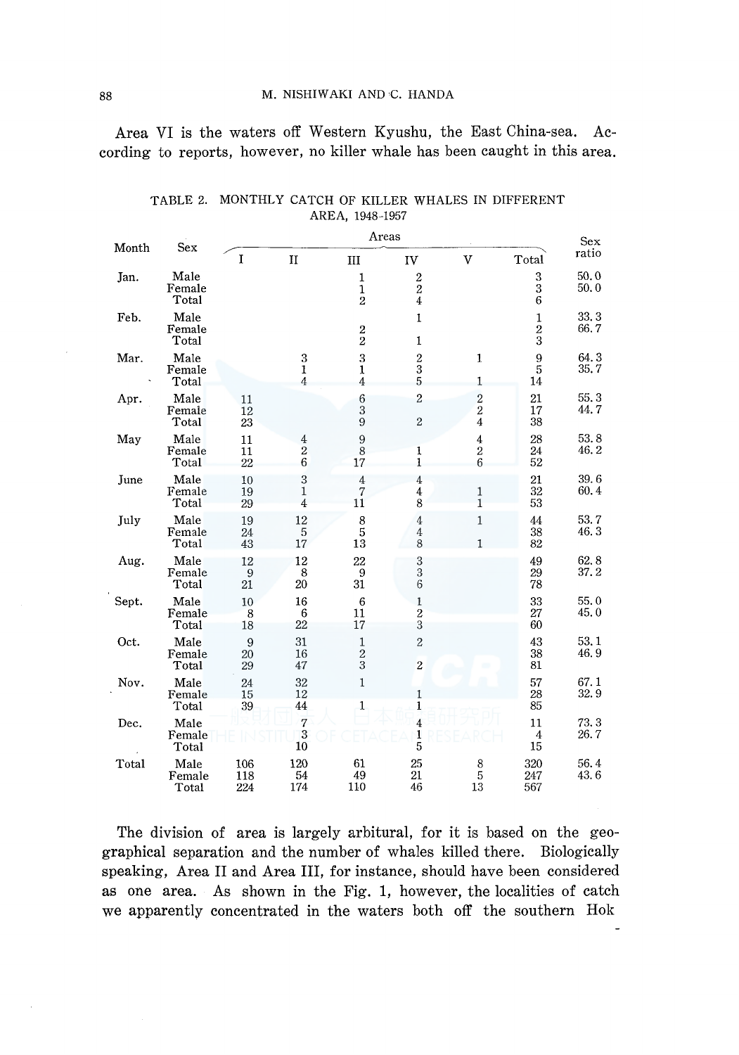Area VI is the waters off Western Kyushu, the East China-sea. According to reports, however, no killer whale has been caught in this area.

TABLE 2. MONTHLY CATCH OF KILLER WHALES IN DIFFERENT AREA, 1948-1957

| Month | Sex | Areas | | | | | | Sex ratio |
|---|---|---|---|---|---|---|---|---|
| | | I | II | III | IV | V | Total | |
| Jan. | Male | | | 1 | 2 | | 3 | 50.0 |
| | Female | | | 1 | 2 | | 3 | 50.0 |
| | Total | | | 2 | 4 | | 6 | |
| Feb. | Male | | | | 1 | | 1 | 33.3 |
| | Female | | | 2 | | | 2 | 66.7 |
| | Total | | | 2 | 1 | | 3 | |
| Mar. | Male | | 3 | 3 | 2 | 1 | 9 | 64.3 |
| | Female | | 1 | 1 | 3 | | 5 | 35.7 |
| | Total | | 4 | 4 | 5 | 1 | 14 | |
| Apr. | Male | 11 | | 6 | 2 | 2 | 21 | 55.3 |
| | Female | 12 | | 3 | | 2 | 17 | 44.7 |
| | Total | 23 | | 9 | 2 | 4 | 38 | |
| May | Male | 11 | 4 | 9 | | 4 | 28 | 53.8 |
| | Female | 11 | 2 | 8 | 1 | 2 | 24 | 46.2 |
| | Total | 22 | 6 | 17 | 1 | 6 | 52 | |
| June | Male | 10 | 3 | 4 | 4 | | 21 | 39.6 |
| | Female | 19 | 1 | 7 | 4 | 1 | 32 | 60.4 |
| | Total | 29 | 4 | 11 | 8 | 1 | 53 | |
| July | Male | 19 | 12 | 8 | 4 | 1 | 44 | 53.7 |
| | Female | 24 | 5 | 5 | 4 | | 38 | 46.3 |
| | Total | 43 | 17 | 13 | 8 | 1 | 82 | |
| Aug. | Male | 12 | 12 | 22 | 3 | | 49 | 62.8 |
| | Female | 9 | 8 | 9 | 3 | | 29 | 37.2 |
| | Total | 21 | 20 | 31 | 6 | | 78 | |
| Sept. | Male | 10 | 16 | 6 | 1 | | 33 | 55.0 |
| | Female | 8 | 6 | 11 | 2 | | 27 | 45.0 |
| | Total | 18 | 22 | 17 | 3 | | 60 | |
| Oct. | Male | 9 | 31 | 1 | 2 | | 43 | 53.1 |
| | Female | 20 | 16 | 2 | | | 38 | 46.9 |
| | Total | 29 | 47 | 3 | 2 | | 81 | |
| Nov. | Male | 24 | 32 | 1 | | | 57 | 67.1 |
| | Female | 15 | 12 | | 1 | | 28 | 32.9 |
| | Total | 39 | 44 | 1 | 1 | | 85 | |
| Dec. | Male | | 7 | | 4 | | 11 | 73.3 |
| | Female | | 3 | | 1 | | 4 | 26.7 |
| | Total | | 10 | | 5 | | 15 | |
| Total | Male | 106 | 120 | 61 | 25 | 8 | 320 | 56.4 |
| | Female | 118 | 54 | 49 | 21 | 5 | 247 | 43.6 |
| | Total | 224 | 174 | 110 | 46 | 13 | 567 | |

The division of area is largely arbitural, for it is based on the geographical separation and the number of whales killed there. Biologically speaking, Area II and Area III, for instance, should have been considered as one area. As shown in the Fig. 1, however, the localities of catch we apparently concentrated in the waters both off the southern Hok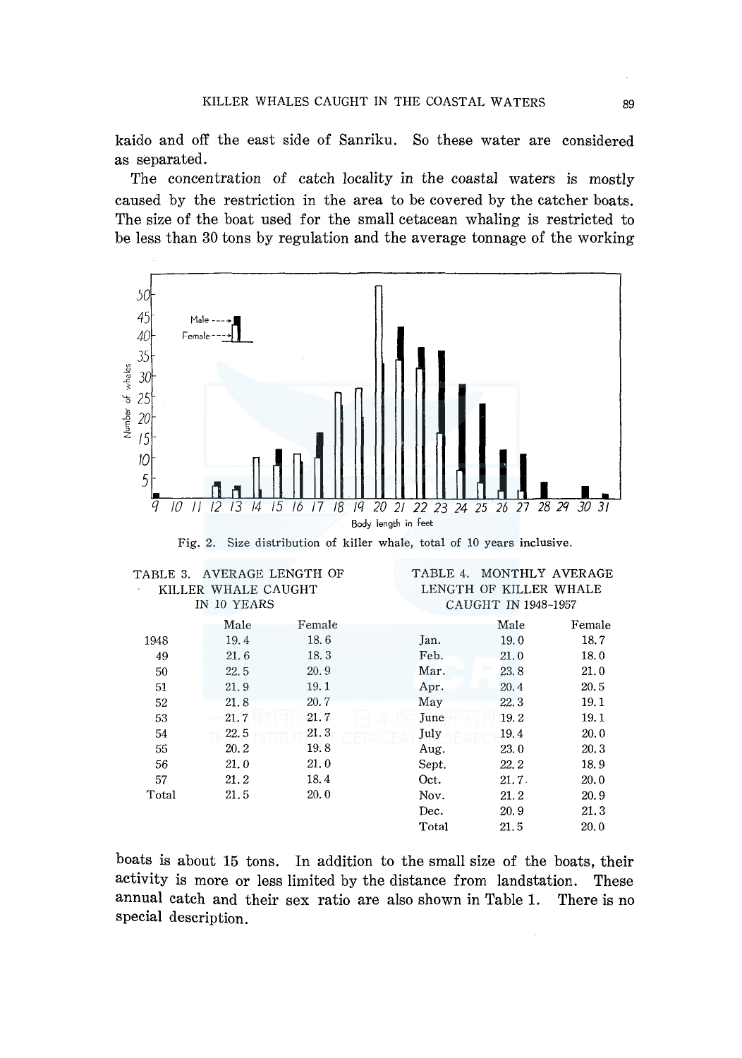kaido and off the east side of Sanriku. So these water are considered as separated.

The concentration of catch locality in the coastal waters is mostly caused by the restriction in the area to be covered by the catcher boats. The size of the boat used for the small cetacean whaling is restricted to be less than 30 tons by regulation and the average tonnage of the working

Fig. 2. Size distribution of killer whale, total of 10 years inclusive.

**TABLE 3. AVERAGE LENGTH OF KILLER WHALE CAUGHT IN 10 YEARS**

| | Male | Female |
|---|---|---|
| 1948 | 19.4 | 18.6 |
| 49 | 21.6 | 18.3 |
| 50 | 22.5 | 20.9 |
| 51 | 21.9 | 19.1 |
| 52 | 21.8 | 20.7 |
| 53 | 21.7 | 21.7 |
| 54 | 22.5 | 21.3 |
| 55 | 20.2 | 19.8 |
| 56 | 21.0 | 21.0 |
| 57 | 21.2 | 18.4 |
| Total | 21.5 | 20.0 |

**TABLE 4. MONTHLY AVERAGE LENGTH OF KILLER WHALE CAUGHT IN 1948–1957**

| | Male | Female |
|---|---|---|
| Jan. | 19.0 | 18.7 |
| Feb. | 21.0 | 18.0 |
| Mar. | 23.8 | 21.0 |
| Apr. | 20.4 | 20.5 |
| May | 22.3 | 19.1 |
| June | 19.2 | 19.1 |
| July | 19.4 | 20.0 |
| Aug. | 23.0 | 20.3 |
| Sept. | 22.2 | 18.9 |
| Oct. | 21.7 | 20.0 |
| Nov. | 21.2 | 20.9 |
| Dec. | 20.9 | 21.3 |
| Total | 21.5 | 20.0 |

boats is about 15 tons. In addition to the small size of the boats, their activity is more or less limited by the distance from landstation. These annual catch and their sex ratio are also shown in Table 1. There is no special description.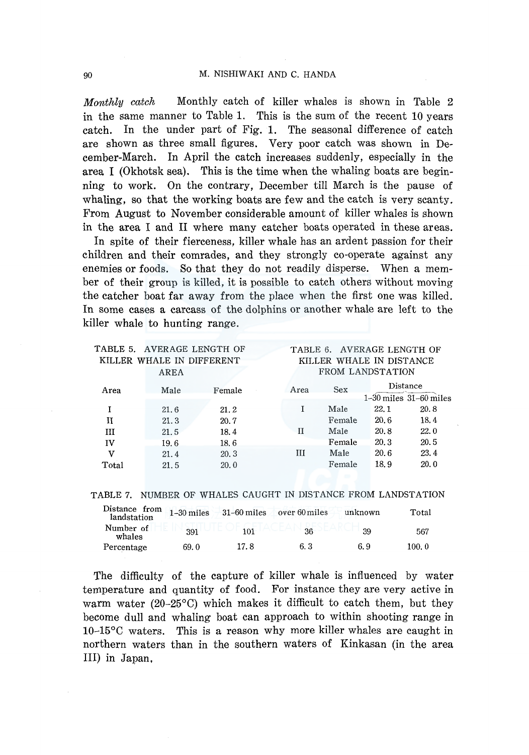*Monthly catch* Monthly catch of killer whales is shown in Table 2 in the same manner to Table 1. This is the sum of the recent 10 years catch. In the under part of Fig. 1. The seasonal difference of catch are shown as three small figures. Very poor catch was shown in December-March. In April the catch increases suddenly, especially in the area I (Okhotsk sea). This is the time when the whaling boats are beginning to work. On the contrary, December till March is the pause of whaling, so that the working boats are few and the catch is very scanty. From August to November considerable amount of killer whales is shown in the area I and II where many catcher boats operated in these areas.

In spite of their fierceness, killer whale has an ardent passion for their children and their comrades, and they strongly co-operate against any enemies or foods. So that they do not readily disperse. When a member of their group is killed, it is possible to catch others without moving the catcher boat far away from the place when the first one was killed. In some cases a carcass of the dolphins or another whale are left to the killer whale to hunting range.

TABLE 5. AVERAGE LENGTH OF KILLER WHALE IN DIFFERENT AREA

| Area | Male | Female |
|---|---|---|
| I | 21.6 | 21.2 |
| II | 21.3 | 20.7 |
| III | 21.5 | 18.4 |
| IV | 19.6 | 18.6 |
| V | 21.4 | 20.3 |
| Total | 21.5 | 20.0 |

TABLE 6. AVERAGE LENGTH OF KILLER WHALE IN DISTANCE FROM LANDSTATION

| Area | Sex | Distance | |
|---|---|---|---|
| | | 1–30 miles | 31–60 miles |
| I | Male | 22.1 | 20.8 |
| | Female | 20.6 | 18.4 |
| II | Male | 20.8 | 22.0 |
| | Female | 20.3 | 20.5 |
| III | Male | 20.6 | 23.4 |
| | Female | 18.9 | 20.0 |

TABLE 7. NUMBER OF WHALES CAUGHT IN DISTANCE FROM LANDSTATION

| Distance from landstation | 1–30 miles | 31–60 miles | over 60 miles | unknown | Total |
|---|---|---|---|---|---|
| Number of whales | 391 | 101 | 36 | 39 | 567 |
| Percentage | 69.0 | 17.8 | 6.3 | 6.9 | 100.0 |

The difficulty of the capture of killer whale is influenced by water temperature and quantity of food. For instance they are very active in warm water (20–25°C) which makes it difficult to catch them, but they become dull and whaling boat can approach to within shooting range in 10–15°C waters. This is a reason why more killer whales are caught in northern waters than in the southern waters of Kinkasan (in the area III) in Japan,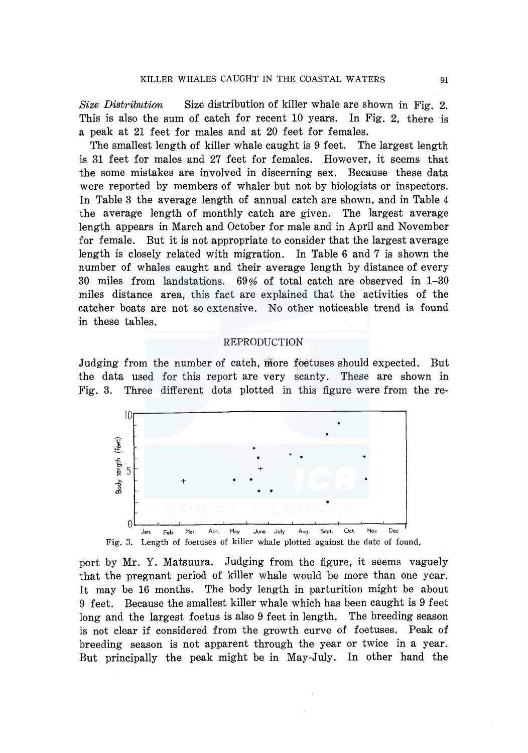*Size Distribution*  Size distribution of killer whale are shown in Fig. 2. This is also the sum of catch for recent 10 years. In Fig. 2, there is a peak at 21 feet for males and at 20 feet for females.

The smallest length of killer whale caught is 9 feet. The largest length is 31 feet for males and 27 feet for females. However, it seems that the some mistakes are involved in discerning sex. Because these data were reported by members of whaler but not by biologists or inspectors. In Table 3 the average length of annual catch are shown, and in Table 4 the average length of monthly catch are given. The largest average length appears in March and October for male and in April and November for female. But it is not appropriate to consider that the largest average length is closely related with migration. In Table 6 and 7 is shown the number of whales caught and their average length by distance of every 30 miles from landstations. 69% of total catch are observed in 1–30 miles distance area, this fact are explained that the activities of the catcher boats are not so extensive. No other noticeable trend is found in these tables.

## REPRODUCTION

Judging from the number of catch, more foetuses should expected. But the data used for this report are very scanty. These are shown in Fig. 3. Three different dots plotted in this figure were from the report by Mr. Y. Matsuura. Judging from the figure, it seems vaguely that the pregnant period of killer whale would be more than one year. It may be 16 months. The body length in parturition might be about 9 feet. Because the smallest killer whale which has been caught is 9 feet long and the largest foetus is also 9 feet in length. The breeding season is not clear if considered from the growth curve of foetuses. Peak of breeding season is not apparent through the year or twice in a year. But principally the peak might be in May-July. In other hand the

Fig. 3. Length of foetuses of killer whale plotted against the date of found.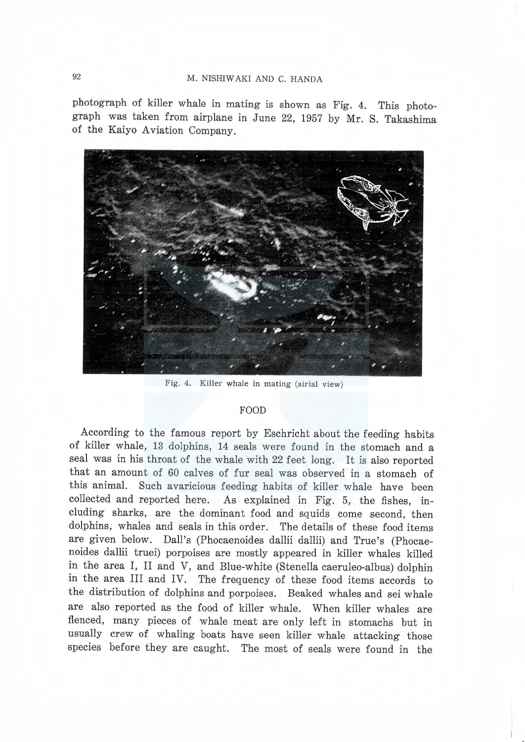photograph of killer whale in mating is shown as Fig. 4. This photograph was taken from airplane in June 22, 1957 by Mr. S. Takashima of the Kaiyo Aviation Company.

Fig. 4. Killer whale in mating (airial view)

## FOOD

According to the famous report by Eschricht about the feeding habits of killer whale, 13 dolphins, 14 seals were found in the stomach and a seal was in his throat of the whale with 22 feet long. It is also reported that an amount of 60 calves of fur seal was observed in a stomach of this animal. Such avaricious feeding habits of killer whale have been collected and reported here. As explained in Fig. 5, the fishes, including sharks, are the dominant food and squids come second, then dolphins, whales and seals in this order. The details of these food items are given below. Dall's (Phocaenoides dallii dallii) and True's (Phocaenoides dallii truei) porpoises are mostly appeared in killer whales killed in the area I, II and V, and Blue-white (Stenella caeruleo-albus) dolphin in the area III and IV. The frequency of these food items accords to the distribution of dolphins and porpoises. Beaked whales and sei whale are also reported as the food of killer whale. When killer whales are flenced, many pieces of whale meat are only left in stomachs but in usually crew of whaling boats have seen killer whale attacking those species before they are caught. The most of seals were found in the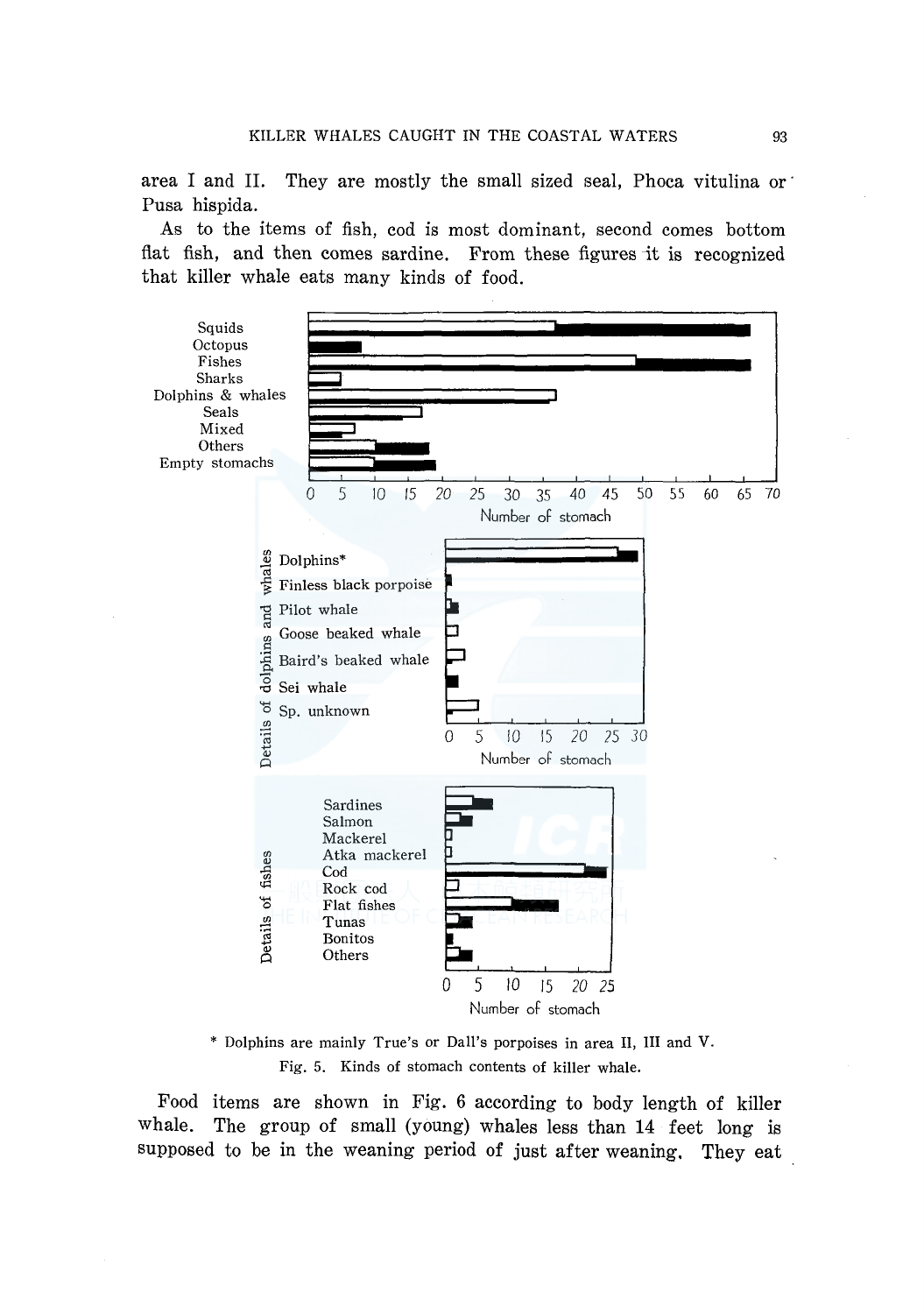area I and II. They are mostly the small sized seal, Phoca vitulina or Pusa hispida.

As to the items of fish, cod is most dominant, second comes bottom flat fish, and then comes sardine. From these figures it is recognized that killer whale eats many kinds of food.

\* Dolphins are mainly True's or Dall's porpoises in area II, III and V.

Fig. 5. Kinds of stomach contents of killer whale.

Food items are shown in Fig. 6 according to body length of killer whale. The group of small (young) whales less than 14 feet long is supposed to be in the weaning period of just after weaning. They eat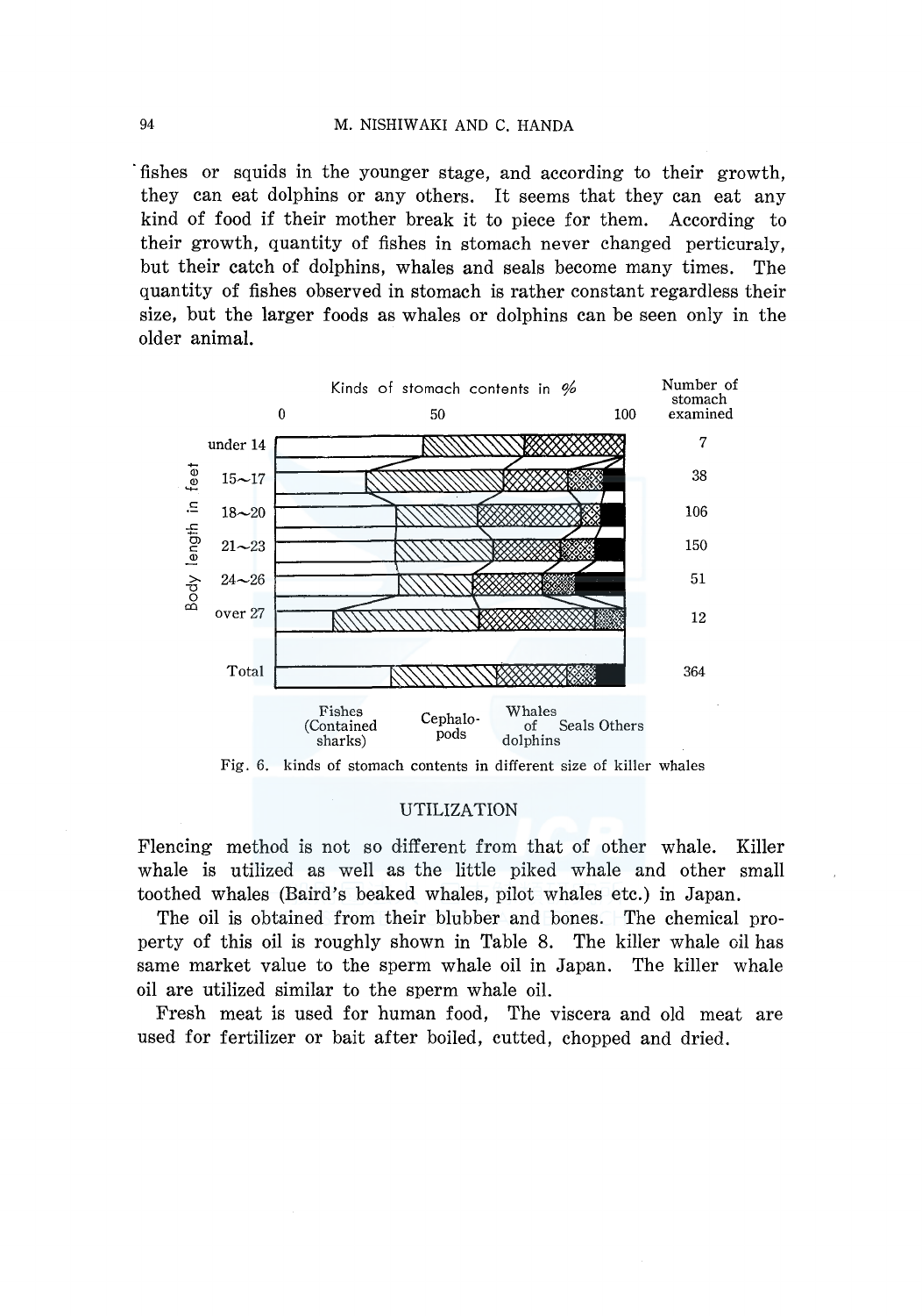fishes or squids in the younger stage, and according to their growth, they can eat dolphins or any others. It seems that they can eat any kind of food if their mother break it to piece for them. According to their growth, quantity of fishes in stomach never changed perticuraly, but their catch of dolphins, whales and seals become many times. The quantity of fishes observed in stomach is rather constant regardless their size, but the larger foods as whales or dolphins can be seen only in the older animal.

Fig. 6. kinds of stomach contents in different size of killer whales

## UTILIZATION

Flencing method is not so different from that of other whale. Killer whale is utilized as well as the little piked whale and other small toothed whales (Baird's beaked whales, pilot whales etc.) in Japan.

The oil is obtained from their blubber and bones. The chemical property of this oil is roughly shown in Table 8. The killer whale oil has same market value to the sperm whale oil in Japan. The killer whale oil are utilized similar to the sperm whale oil.

Fresh meat is used for human food, The viscera and old meat are used for fertilizer or bait after boiled, cutted, chopped and dried.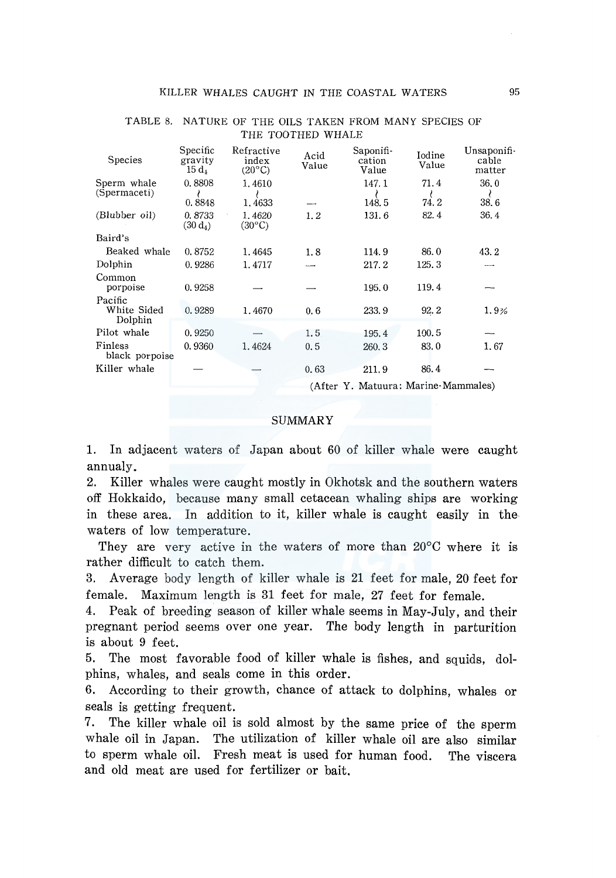TABLE 8. NATURE OF THE OILS TAKEN FROM MANY SPECIES OF THE TOOTHED WHALE

| Species | Specific gravity 15 $d_4$ | Refractive index (20°C) | Acid Value | Saponification Value | Iodine Value | Unsaponifiable matter |
|---|---|---|---|---|---|---|
| Sperm whale (Spermaceti) | 0.8808 ≀ 0.8848 | 1.4610 ≀ 1.4633 | — | 147.1 ≀ 148.5 | 71.4 ≀ 74.2 | 36.0 ≀ 38.6 |
| (Blubber oil) | 0.8733 (30 $d_4$) | 1.4620 (30°C) | 1.2 | 131.6 | 82.4 | 36.4 |
| Baird's Beaked whale | 0.8752 | 1.4645 | 1.8 | 114.9 | 86.0 | 43.2 |
| Dolphin | 0.9286 | 1.4717 | — | 217.2 | 125.3 | — |
| Common porpoise | 0.9258 | — | — | 195.0 | 119.4 | — |
| Pacific White Sided Dolphin | 0.9289 | 1.4670 | 0.6 | 233.9 | 92.2 | 1.9% |
| Pilot whale | 0.9250 | — | 1.5 | 195.4 | 100.5 | — |
| Finless black porpoise | 0.9360 | 1.4624 | 0.5 | 260.3 | 83.0 | 1.67 |
| Killer whale | — | — | 0.63 | 211.9 | 86.4 | — |

(After Y. Matuura: Marine-Mammales)

## SUMMARY

1. In adjacent waters of Japan about 60 of killer whale were caught annualy.
2. Killer whales were caught mostly in Okhotsk and the southern waters off Hokkaido, because many small cetacean whaling ships are working in these area. In addition to it, killer whale is caught easily in the waters of low temperature.

They are very active in the waters of more than 20°C where it is rather difficult to catch them.

3. Average body length of killer whale is 21 feet for male, 20 feet for female. Maximum length is 31 feet for male, 27 feet for female.
4. Peak of breeding season of killer whale seems in May-July, and their pregnant period seems over one year. The body length in parturition is about 9 feet.
5. The most favorable food of killer whale is fishes, and squids, dolphins, whales, and seals come in this order.
6. According to their growth, chance of attack to dolphins, whales or seals is getting frequent.
7. The killer whale oil is sold almost by the same price of the sperm whale oil in Japan. The utilization of killer whale oil are also similar to sperm whale oil. Fresh meat is used for human food. The viscera and old meat are used for fertilizer or bait.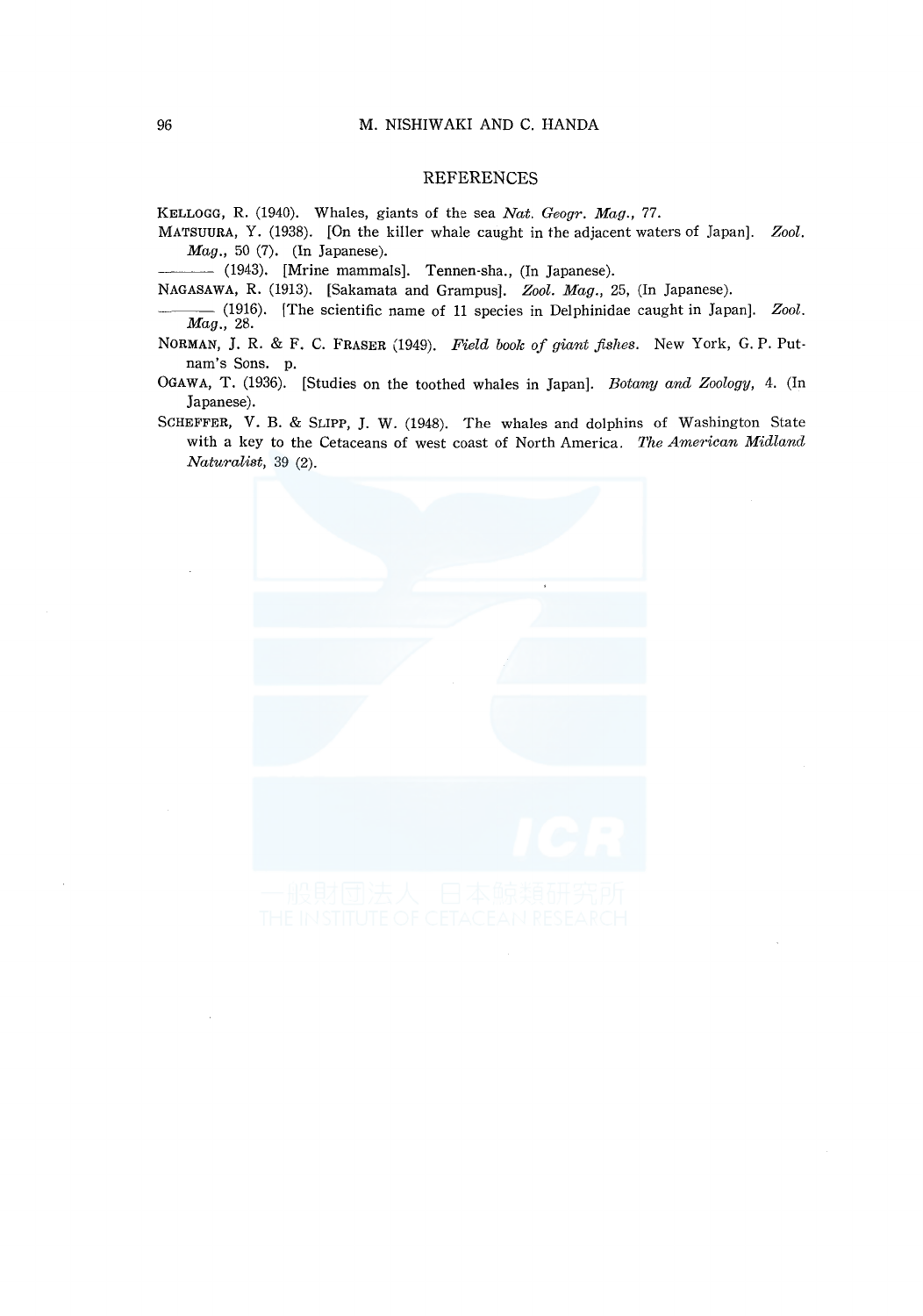## REFERENCES

KELLOGG, R. (1940). Whales, giants of the sea *Nat. Geogr. Mag.*, 77.

MATSUURA, Y. (1938). [On the killer whale caught in the adjacent waters of Japan]. *Zool. Mag.*, 50 (7). (In Japanese).

——— (1943). [Mrine mammals]. Tennen-sha., (In Japanese).

NAGASAWA, R. (1913). [Sakamata and Grampus]. *Zool. Mag.*, 25, (In Japanese).

——— (1916). [The scientific name of 11 species in Delphinidae caught in Japan]. *Zool. Mag.*, 28.

NORMAN, J. R. & F. C. FRASER (1949). *Field book of giant fishes.* New York, G. P. Putnam's Sons. p.

OGAWA, T. (1936). [Studies on the toothed whales in Japan]. *Botany and Zoology*, 4. (In Japanese).

SCHEFFER, V. B. & SLIPP, J. W. (1948). The whales and dolphins of Washington State with a key to the Cetaceans of west coast of North America. *The American Midland Naturalist*, 39 (2).